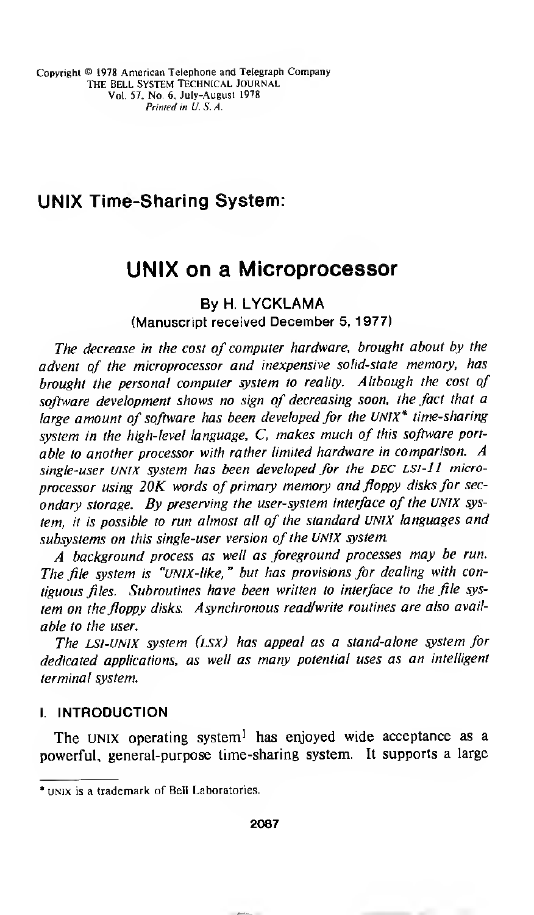Copyright © 1978 American Telephone and Telegraph Company
THE BELL SYSTEM TECHNICAL JOURNAL
Vol. 57, No. 6, July-August 1978
*Printed in U. S. A.*

## UNIX Time-Sharing System:

# UNIX on a Microprocessor

**By H. LYCKLAMA**

(Manuscript received December 5, 1977)

*The decrease in the cost of computer hardware, brought about by the advent of the microprocessor and inexpensive solid-state memory, has brought the personal computer system to reality. Although the cost of software development shows no sign of decreasing soon, the fact that a large amount of software has been developed for the UNIX\* time-sharing system in the high-level language, C, makes much of this software portable to another processor with rather limited hardware in comparison. A single-user UNIX system has been developed for the DEC LSI-11 microprocessor using 20K words of primary memory and floppy disks for secondary storage. By preserving the user-system interface of the UNIX system, it is possible to run almost all of the standard UNIX languages and subsystems on this single-user version of the UNIX system.*

*A background process as well as foreground processes may be run. The file system is "UNIX-like," but has provisions for dealing with contiguous files. Subroutines have been written to interface to the file system on the floppy disks. Asynchronous read/write routines are also available to the user.*

*The LSI-UNIX system (LSX) has appeal as a stand-alone system for dedicated applications, as well as many potential uses as an intelligent terminal system.*

## I. INTRODUCTION

The UNIX operating system[1] has enjoyed wide acceptance as a powerful, general-purpose time-sharing system. It supports a large

\* UNIX is a trademark of Bell Laboratories.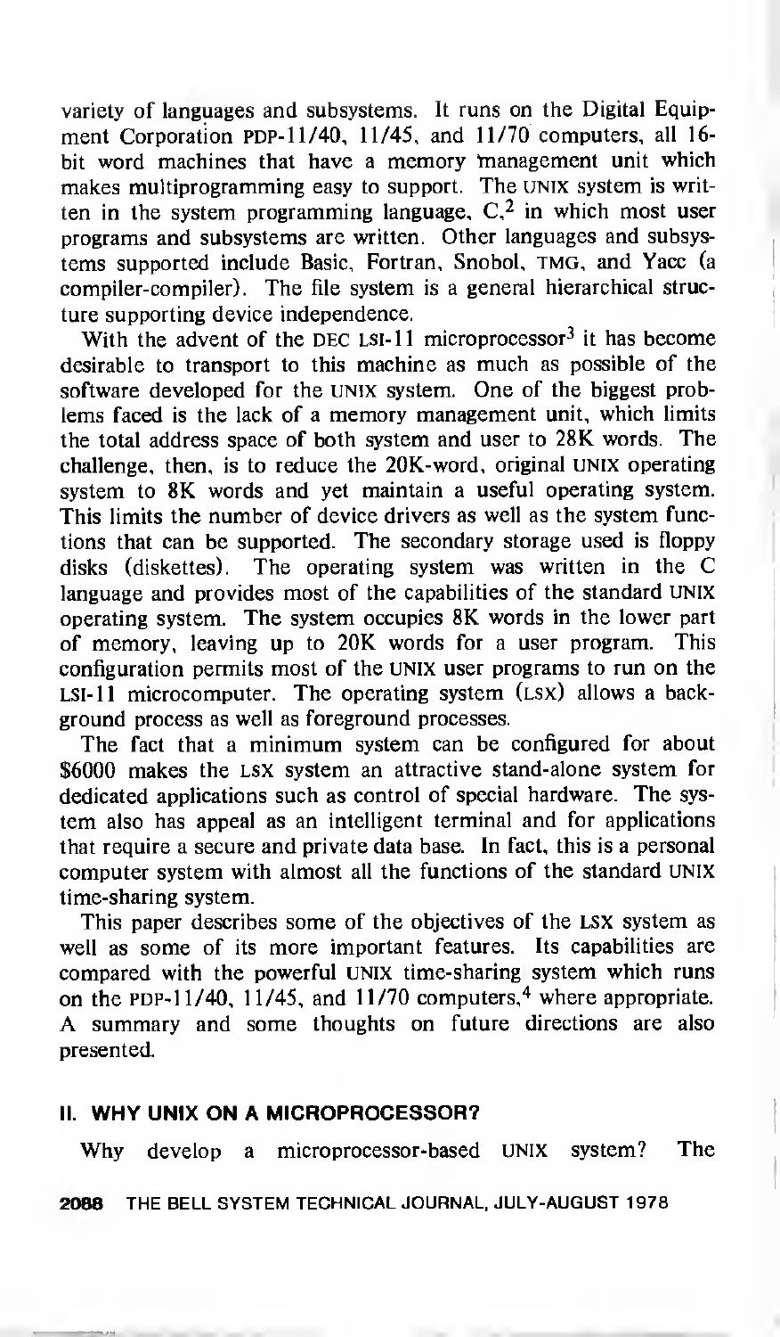variety of languages and subsystems. It runs on the Digital Equipment Corporation PDP-11/40, 11/45, and 11/70 computers, all 16-bit word machines that have a memory management unit which makes multiprogramming easy to support. The UNIX system is written in the system programming language, C,[2] in which most user programs and subsystems are written. Other languages and subsystems supported include Basic, Fortran, Snobol, TMG, and Yacc (a compiler-compiler). The file system is a general hierarchical structure supporting device independence.

With the advent of the DEC LSI-11 microprocessor[3] it has become desirable to transport to this machine as much as possible of the software developed for the UNIX system. One of the biggest problems faced is the lack of a memory management unit, which limits the total address space of both system and user to 28K words. The challenge, then, is to reduce the 20K-word, original UNIX operating system to 8K words and yet maintain a useful operating system. This limits the number of device drivers as well as the system functions that can be supported. The secondary storage used is floppy disks (diskettes). The operating system was written in the C language and provides most of the capabilities of the standard UNIX operating system. The system occupies 8K words in the lower part of memory, leaving up to 20K words for a user program. This configuration permits most of the UNIX user programs to run on the LSI-11 microcomputer. The operating system (LSX) allows a background process as well as foreground processes.

The fact that a minimum system can be configured for about $6000 makes the LSX system an attractive stand-alone system for dedicated applications such as control of special hardware. The system also has appeal as an intelligent terminal and for applications that require a secure and private data base. In fact, this is a personal computer system with almost all the functions of the standard UNIX time-sharing system.

This paper describes some of the objectives of the LSX system as well as some of its more important features. Its capabilities are compared with the powerful UNIX time-sharing system which runs on the PDP-11/40, 11/45, and 11/70 computers,[4] where appropriate. A summary and some thoughts on future directions are also presented.

## II. WHY UNIX ON A MICROPROCESSOR?

Why develop a microprocessor-based UNIX system? The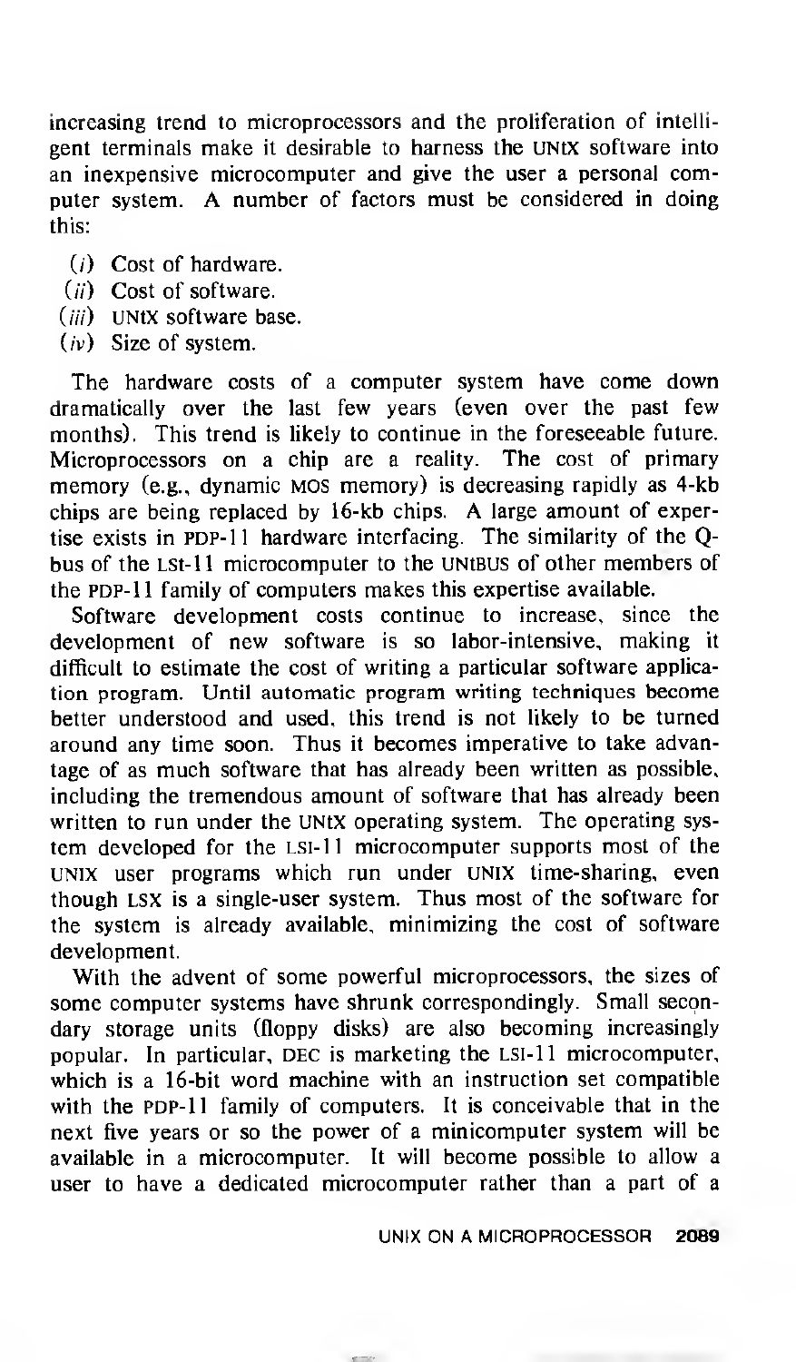increasing trend to microprocessors and the proliferation of intelligent terminals make it desirable to harness the UNIX software into an inexpensive microcomputer and give the user a personal computer system. A number of factors must be considered in doing this:

(*i*) Cost of hardware.
(*ii*) Cost of software.
(*iii*) UNIX software base.
(*iv*) Size of system.

The hardware costs of a computer system have come down dramatically over the last few years (even over the past few months). This trend is likely to continue in the foreseeable future. Microprocessors on a chip are a reality. The cost of primary memory (e.g., dynamic MOS memory) is decreasing rapidly as 4-kb chips are being replaced by 16-kb chips. A large amount of expertise exists in PDP-11 hardware interfacing. The similarity of the Q-bus of the LSI-11 microcomputer to the UNIBUS of other members of the PDP-11 family of computers makes this expertise available.

Software development costs continue to increase, since the development of new software is so labor-intensive, making it difficult to estimate the cost of writing a particular software application program. Until automatic program writing techniques become better understood and used, this trend is not likely to be turned around any time soon. Thus it becomes imperative to take advantage of as much software that has already been written as possible, including the tremendous amount of software that has already been written to run under the UNIX operating system. The operating system developed for the LSI-11 microcomputer supports most of the UNIX user programs which run under UNIX time-sharing, even though LSX is a single-user system. Thus most of the software for the system is already available, minimizing the cost of software development.

With the advent of some powerful microprocessors, the sizes of some computer systems have shrunk correspondingly. Small secondary storage units (floppy disks) are also becoming increasingly popular. In particular, DEC is marketing the LSI-11 microcomputer, which is a 16-bit word machine with an instruction set compatible with the PDP-11 family of computers. It is conceivable that in the next five years or so the power of a minicomputer system will be available in a microcomputer. It will become possible to allow a user to have a dedicated microcomputer rather than a part of a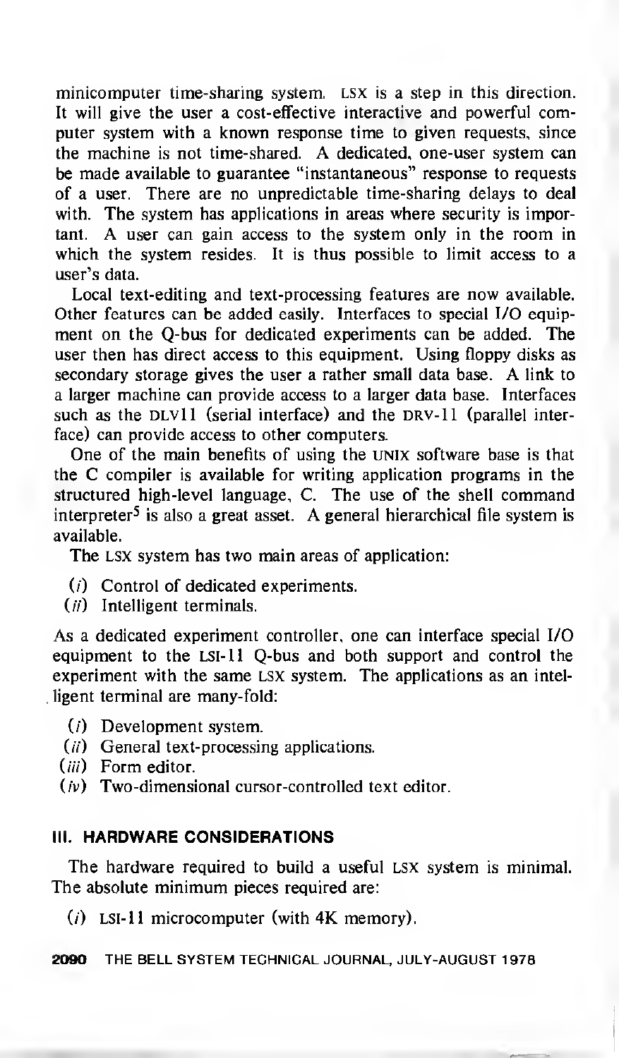minicomputer time-sharing system. LSX is a step in this direction. It will give the user a cost-effective interactive and powerful computer system with a known response time to given requests, since the machine is not time-shared. A dedicated, one-user system can be made available to guarantee "instantaneous" response to requests of a user. There are no unpredictable time-sharing delays to deal with. The system has applications in areas where security is important. A user can gain access to the system only in the room in which the system resides. It is thus possible to limit access to a user's data.

Local text-editing and text-processing features are now available. Other features can be added easily. Interfaces to special I/O equipment on the Q-bus for dedicated experiments can be added. The user then has direct access to this equipment. Using floppy disks as secondary storage gives the user a rather small data base. A link to a larger machine can provide access to a larger data base. Interfaces such as the DLV11 (serial interface) and the DRV-11 (parallel interface) can provide access to other computers.

One of the main benefits of using the UNIX software base is that the C compiler is available for writing application programs in the structured high-level language, C. The use of the shell command interpreter[5] is also a great asset. A general hierarchical file system is available.

The LSX system has two main areas of application:

(*i*) Control of dedicated experiments.
(*ii*) Intelligent terminals.

As a dedicated experiment controller, one can interface special I/O equipment to the LSI-11 Q-bus and both support and control the experiment with the same LSX system. The applications as an intelligent terminal are many-fold:

(*i*) Development system.
(*ii*) General text-processing applications.
(*iii*) Form editor.
(*iv*) Two-dimensional cursor-controlled text editor.

## III. HARDWARE CONSIDERATIONS

The hardware required to build a useful LSX system is minimal. The absolute minimum pieces required are:

(*i*) LSI-11 microcomputer (with 4K memory).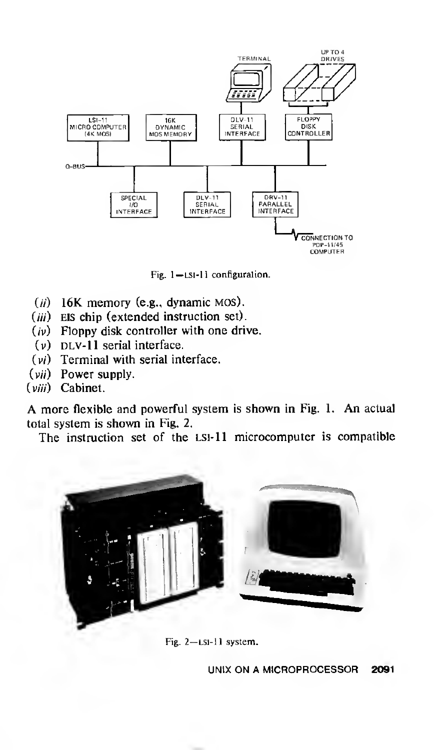Fig. 1—LSI-11 configuration.

- (*ii*) 16K memory (e.g., dynamic MOS).
- (*iii*) EIS chip (extended instruction set).
- (*iv*) Floppy disk controller with one drive.
- (*v*) DLV-11 serial interface.
- (*vi*) Terminal with serial interface.
- (*vii*) Power supply.
- (*viii*) Cabinet.

A more flexible and powerful system is shown in Fig. 1. An actual total system is shown in Fig. 2.

The instruction set of the LSI-11 microcomputer is compatible

Fig. 2—LSI-11 system.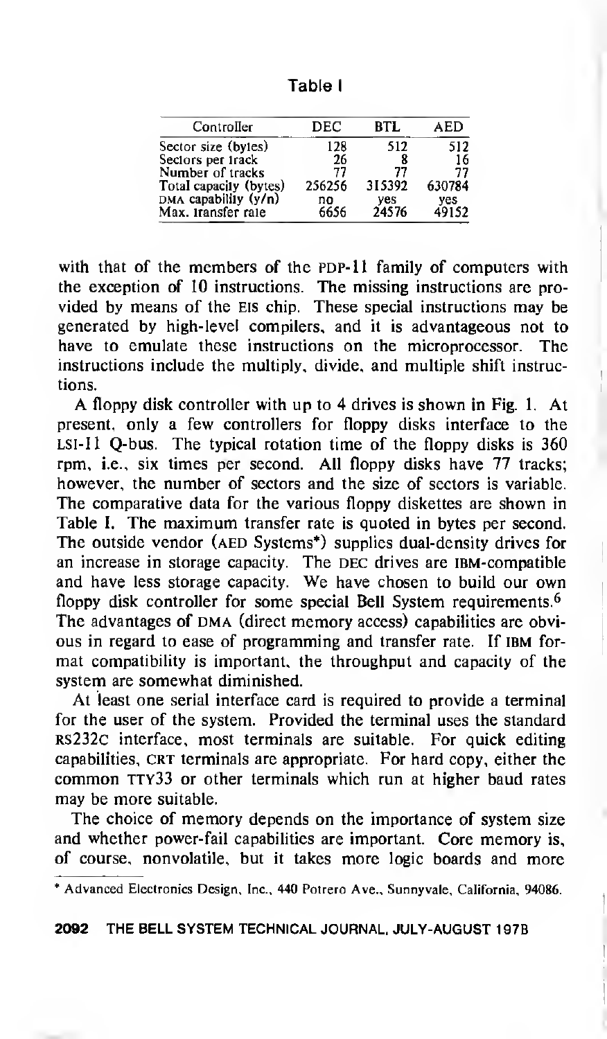Table I

| Controller | DEC | BTL | AED |
|---|---|---|---|
| Sector size (bytes) | 128 | 512 | 512 |
| Sectors per track | 26 | 8 | 16 |
| Number of tracks | 77 | 77 | 77 |
| Total capacity (bytes) | 256256 | 315392 | 630784 |
| DMA capability (y/n) | no | yes | yes |
| Max. transfer rate | 6656 | 24576 | 49152 |

with that of the members of the PDP-11 family of computers with the exception of 10 instructions. The missing instructions are provided by means of the EIS chip. These special instructions may be generated by high-level compilers, and it is advantageous not to have to emulate these instructions on the microprocessor. The instructions include the multiply, divide, and multiple shift instructions.

A floppy disk controller with up to 4 drives is shown in Fig. 1. At present, only a few controllers for floppy disks interface to the LSI-11 Q-bus. The typical rotation time of the floppy disks is 360 rpm, i.e., six times per second. All floppy disks have 77 tracks; however, the number of sectors and the size of sectors is variable. The comparative data for the various floppy diskettes are shown in Table I. The maximum transfer rate is quoted in bytes per second. The outside vendor (AED Systems*) supplies dual-density drives for an increase in storage capacity. The DEC drives are IBM-compatible and have less storage capacity. We have chosen to build our own floppy disk controller for some special Bell System requirements.[6] The advantages of DMA (direct memory access) capabilities are obvious in regard to ease of programming and transfer rate. If IBM format compatibility is important, the throughput and capacity of the system are somewhat diminished.

At least one serial interface card is required to provide a terminal for the user of the system. Provided the terminal uses the standard RS232C interface, most terminals are suitable. For quick editing capabilities, CRT terminals are appropriate. For hard copy, either the common TTY33 or other terminals which run at higher baud rates may be more suitable.

The choice of memory depends on the importance of system size and whether power-fail capabilities are important. Core memory is, of course, nonvolatile, but it takes more logic boards and more

\* Advanced Electronics Design, Inc., 440 Potrero Ave., Sunnyvale, California, 94086.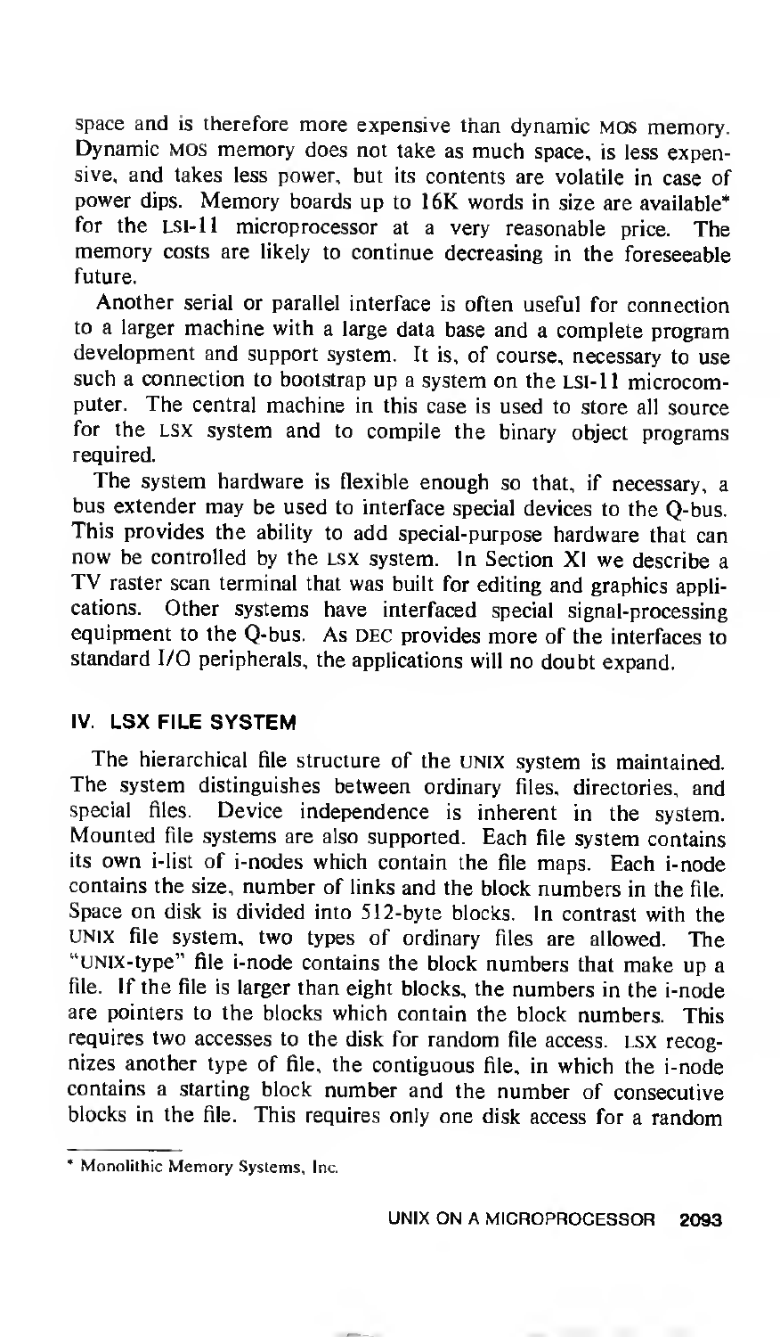space and is therefore more expensive than dynamic MOS memory. Dynamic MOS memory does not take as much space, is less expensive, and takes less power, but its contents are volatile in case of power dips. Memory boards up to 16K words in size are available* for the LSI-11 microprocessor at a very reasonable price. The memory costs are likely to continue decreasing in the foreseeable future.

Another serial or parallel interface is often useful for connection to a larger machine with a large data base and a complete program development and support system. It is, of course, necessary to use such a connection to bootstrap up a system on the LSI-11 microcomputer. The central machine in this case is used to store all source for the LSX system and to compile the binary object programs required.

The system hardware is flexible enough so that, if necessary, a bus extender may be used to interface special devices to the Q-bus. This provides the ability to add special-purpose hardware that can now be controlled by the LSX system. In Section XI we describe a TV raster scan terminal that was built for editing and graphics applications. Other systems have interfaced special signal-processing equipment to the Q-bus. As DEC provides more of the interfaces to standard I/O peripherals, the applications will no doubt expand.

## IV. LSX FILE SYSTEM

The hierarchical file structure of the UNIX system is maintained. The system distinguishes between ordinary files, directories, and special files. Device independence is inherent in the system. Mounted file systems are also supported. Each file system contains its own i-list of i-nodes which contain the file maps. Each i-node contains the size, number of links and the block numbers in the file. Space on disk is divided into 512-byte blocks. In contrast with the UNIX file system, two types of ordinary files are allowed. The "UNIX-type" file i-node contains the block numbers that make up a file. If the file is larger than eight blocks, the numbers in the i-node are pointers to the blocks which contain the block numbers. This requires two accesses to the disk for random file access. LSX recognizes another type of file, the contiguous file, in which the i-node contains a starting block number and the number of consecutive blocks in the file. This requires only one disk access for a random

---

* Monolithic Memory Systems, Inc.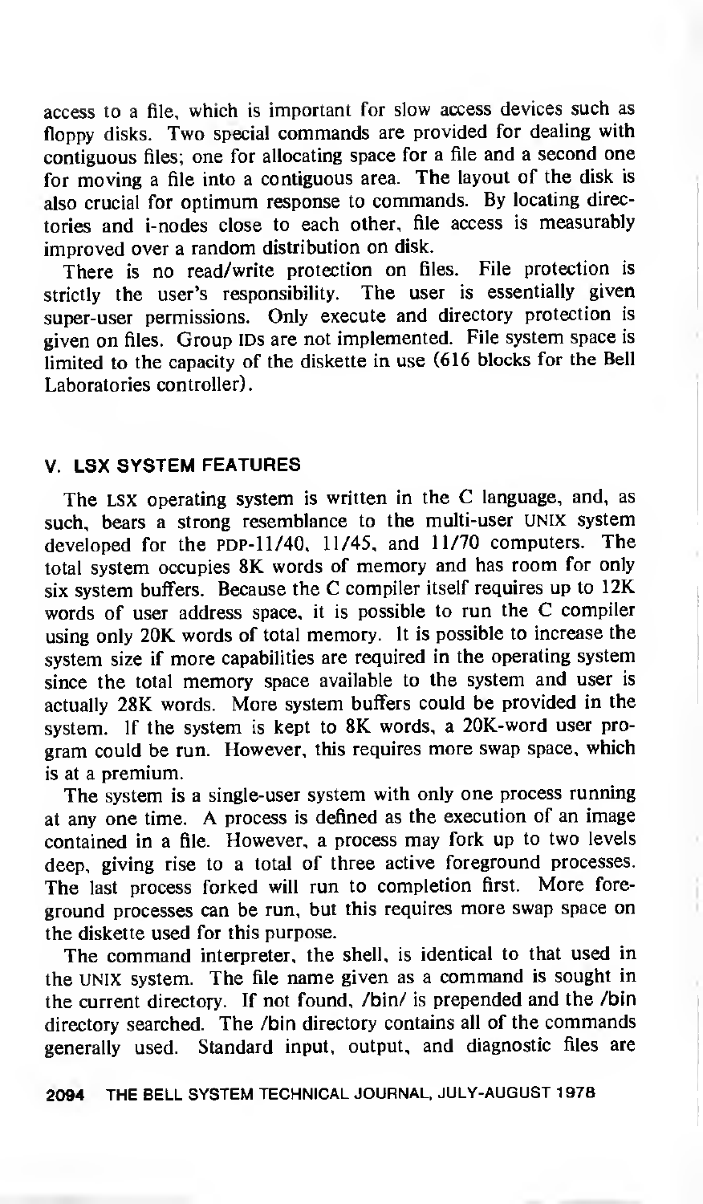access to a file, which is important for slow access devices such as floppy disks. Two special commands are provided for dealing with contiguous files; one for allocating space for a file and a second one for moving a file into a contiguous area. The layout of the disk is also crucial for optimum response to commands. By locating directories and i-nodes close to each other, file access is measurably improved over a random distribution on disk.

There is no read/write protection on files. File protection is strictly the user's responsibility. The user is essentially given super-user permissions. Only execute and directory protection is given on files. Group IDs are not implemented. File system space is limited to the capacity of the diskette in use (616 blocks for the Bell Laboratories controller).

## V. LSX SYSTEM FEATURES

The LSX operating system is written in the C language, and, as such, bears a strong resemblance to the multi-user UNIX system developed for the PDP-11/40, 11/45, and 11/70 computers. The total system occupies 8K words of memory and has room for only six system buffers. Because the C compiler itself requires up to 12K words of user address space, it is possible to run the C compiler using only 20K words of total memory. It is possible to increase the system size if more capabilities are required in the operating system since the total memory space available to the system and user is actually 28K words. More system buffers could be provided in the system. If the system is kept to 8K words, a 20K-word user program could be run. However, this requires more swap space, which is at a premium.

The system is a single-user system with only one process running at any one time. A process is defined as the execution of an image contained in a file. However, a process may fork up to two levels deep, giving rise to a total of three active foreground processes. The last process forked will run to completion first. More foreground processes can be run, but this requires more swap space on the diskette used for this purpose.

The command interpreter, the shell, is identical to that used in the UNIX system. The file name given as a command is sought in the current directory. If not found, /bin/ is prepended and the /bin directory searched. The /bin directory contains all of the commands generally used. Standard input, output, and diagnostic files are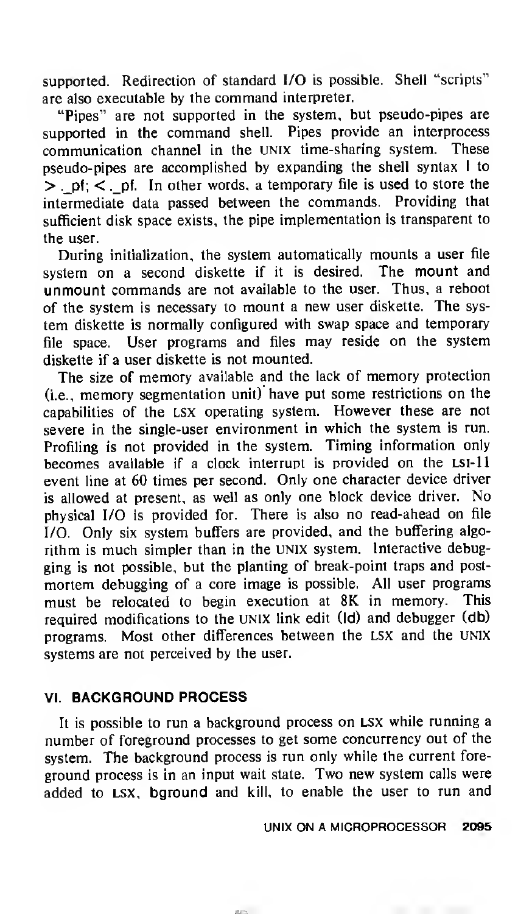supported. Redirection of standard I/O is possible. Shell "scripts" are also executable by the command interpreter.

"Pipes" are not supported in the system, but pseudo-pipes are supported in the command shell. Pipes provide an interprocess communication channel in the UNIX time-sharing system. These pseudo-pipes are accomplished by expanding the shell syntax | to > ._pf; < ._pf. In other words, a temporary file is used to store the intermediate data passed between the commands. Providing that sufficient disk space exists, the pipe implementation is transparent to the user.

During initialization, the system automatically mounts a user file system on a second diskette if it is desired. The **mount** and **unmount** commands are not available to the user. Thus, a reboot of the system is necessary to mount a new user diskette. The system diskette is normally configured with swap space and temporary file space. User programs and files may reside on the system diskette if a user diskette is not mounted.

The size of memory available and the lack of memory protection (i.e., memory segmentation unit) have put some restrictions on the capabilities of the LSX operating system. However these are not severe in the single-user environment in which the system is run. Profiling is not provided in the system. Timing information only becomes available if a clock interrupt is provided on the LSI-11 event line at 60 times per second. Only one character device driver is allowed at present, as well as only one block device driver. No physical I/O is provided for. There is also no read-ahead on file I/O. Only six system buffers are provided, and the buffering algorithm is much simpler than in the UNIX system. Interactive debugging is not possible, but the planting of break-point traps and post-mortem debugging of a core image is possible. All user programs must be relocated to begin execution at 8K in memory. This required modifications to the UNIX link edit (**ld**) and debugger (**db**) programs. Most other differences between the LSX and the UNIX systems are not perceived by the user.

## VI. BACKGROUND PROCESS

It is possible to run a background process on LSX while running a number of foreground processes to get some concurrency out of the system. The background process is run only while the current foreground process is in an input wait state. Two new system calls were added to LSX, **bground** and **kill**, to enable the user to run and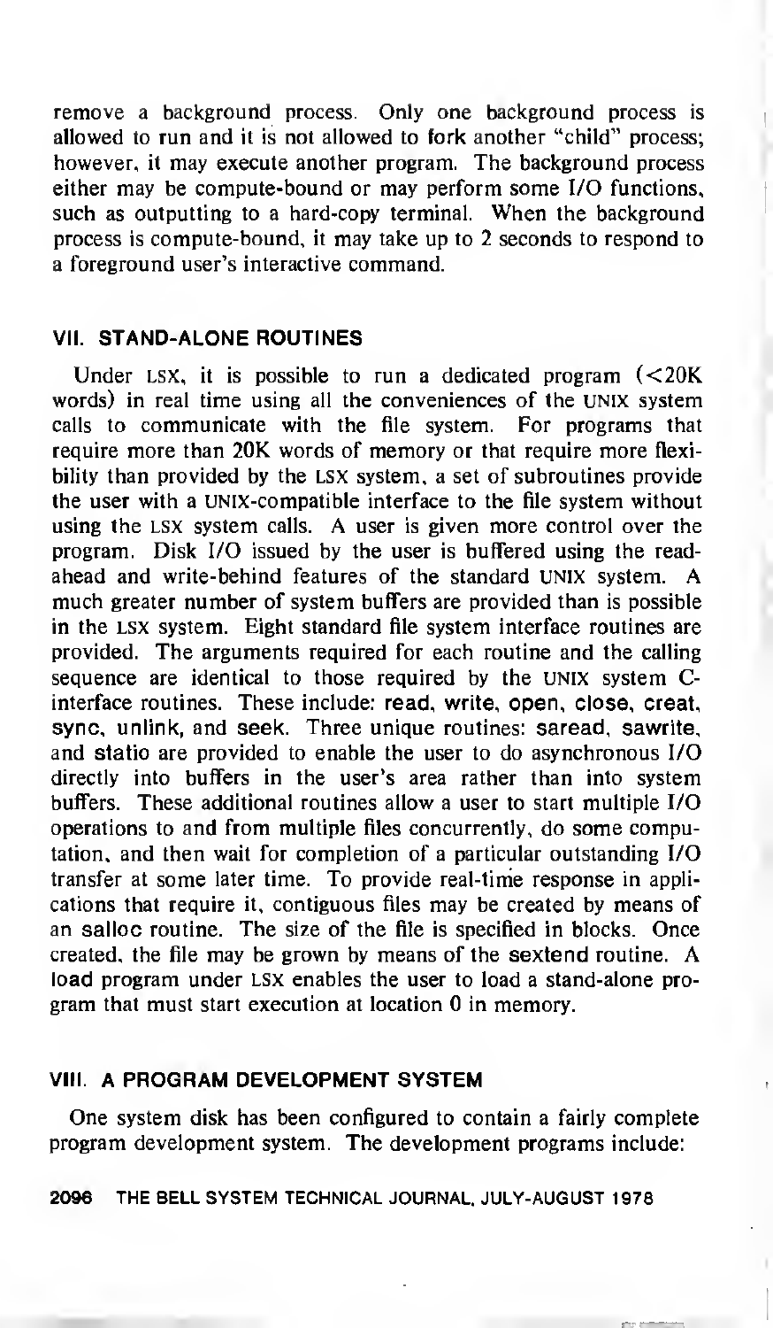remove a background process. Only one background process is allowed to run and it is not allowed to fork another "child" process; however, it may execute another program. The background process either may be compute-bound or may perform some I/O functions, such as outputting to a hard-copy terminal. When the background process is compute-bound, it may take up to 2 seconds to respond to a foreground user's interactive command.

## VII. STAND-ALONE ROUTINES

Under LSX, it is possible to run a dedicated program (<20K words) in real time using all the conveniences of the UNIX system calls to communicate with the file system. For programs that require more than 20K words of memory or that require more flexibility than provided by the LSX system, a set of subroutines provide the user with a UNIX-compatible interface to the file system without using the LSX system calls. A user is given more control over the program. Disk I/O issued by the user is buffered using the read-ahead and write-behind features of the standard UNIX system. A much greater number of system buffers are provided than is possible in the LSX system. Eight standard file system interface routines are provided. The arguments required for each routine and the calling sequence are identical to those required by the UNIX system C-interface routines. These include: **read**, **write**, **open**, **close**, **creat**, **sync**, **unlink**, and **seek**. Three unique routines: **saread**, **sawrite**, and **statio** are provided to enable the user to do asynchronous I/O directly into buffers in the user's area rather than into system buffers. These additional routines allow a user to start multiple I/O operations to and from multiple files concurrently, do some computation, and then wait for completion of a particular outstanding I/O transfer at some later time. To provide real-time response in applications that require it, contiguous files may be created by means of an **salloc** routine. The size of the file is specified in blocks. Once created, the file may be grown by means of the **sextend** routine. A **load** program under LSX enables the user to load a stand-alone program that must start execution at location 0 in memory.

## VIII. A PROGRAM DEVELOPMENT SYSTEM

One system disk has been configured to contain a fairly complete program development system. The development programs include: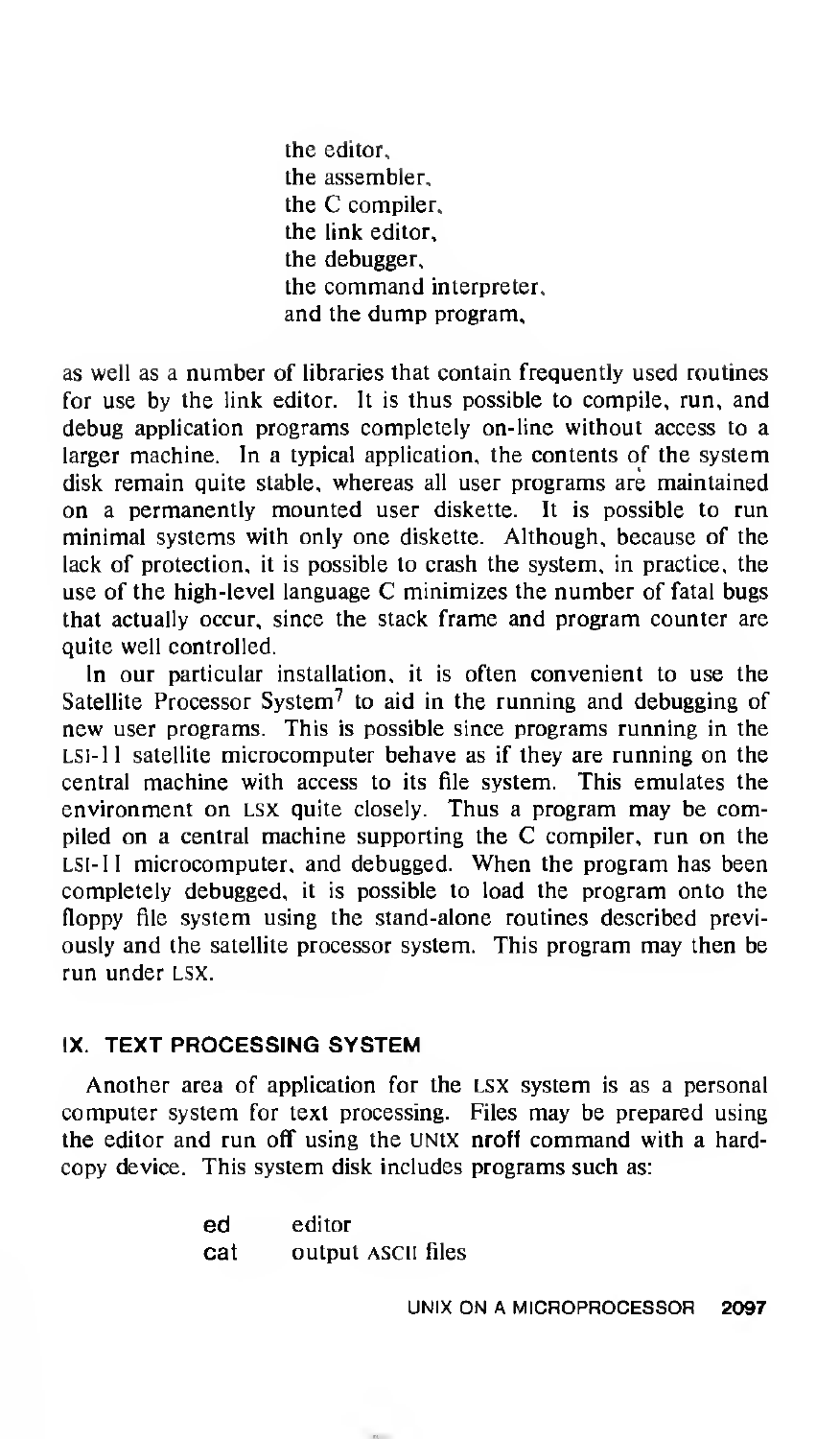the editor,
the assembler,
the C compiler,
the link editor,
the debugger,
the command interpreter,
and the dump program,

as well as a number of libraries that contain frequently used routines for use by the link editor. It is thus possible to compile, run, and debug application programs completely on-line without access to a larger machine. In a typical application, the contents of the system disk remain quite stable, whereas all user programs are maintained on a permanently mounted user diskette. It is possible to run minimal systems with only one diskette. Although, because of the lack of protection, it is possible to crash the system, in practice, the use of the high-level language C minimizes the number of fatal bugs that actually occur, since the stack frame and program counter are quite well controlled.

In our particular installation, it is often convenient to use the Satellite Processor System[7] to aid in the running and debugging of new user programs. This is possible since programs running in the LSI-11 satellite microcomputer behave as if they are running on the central machine with access to its file system. This emulates the environment on LSX quite closely. Thus a program may be compiled on a central machine supporting the C compiler, run on the LSI-11 microcomputer, and debugged. When the program has been completely debugged, it is possible to load the program onto the floppy file system using the stand-alone routines described previously and the satellite processor system. This program may then be run under LSX.

## IX. TEXT PROCESSING SYSTEM

Another area of application for the LSX system is as a personal computer system for text processing. Files may be prepared using the editor and run off using the UNIX **nroff** command with a hard-copy device. This system disk includes programs such as:

| | |
|---|---|
| **ed** | editor |
| **cat** | output ASCII files |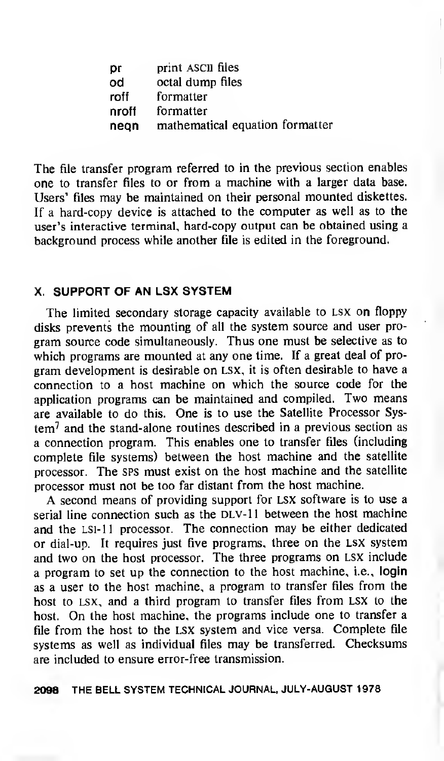| | |
|---|---|
| **pr** | print ASCII files |
| **od** | octal dump files |
| **roff** | formatter |
| **nroff** | formatter |
| **neqn** | mathematical equation formatter |

The file transfer program referred to in the previous section enables one to transfer files to or from a machine with a larger data base. Users' files may be maintained on their personal mounted diskettes. If a hard-copy device is attached to the computer as well as to the user's interactive terminal, hard-copy output can be obtained using a background process while another file is edited in the foreground.

## X. SUPPORT OF AN LSX SYSTEM

The limited secondary storage capacity available to LSX on floppy disks prevents the mounting of all the system source and user program source code simultaneously. Thus one must be selective as to which programs are mounted at any one time. If a great deal of program development is desirable on LSX, it is often desirable to have a connection to a host machine on which the source code for the application programs can be maintained and compiled. Two means are available to do this. One is to use the Satellite Processor System[7] and the stand-alone routines described in a previous section as a connection program. This enables one to transfer files (including complete file systems) between the host machine and the satellite processor. The SPS must exist on the host machine and the satellite processor must not be too far distant from the host machine.

A second means of providing support for LSX software is to use a serial line connection such as the DLV-11 between the host machine and the LSI-11 processor. The connection may be either dedicated or dial-up. It requires just five programs, three on the LSX system and two on the host processor. The three programs on LSX include a program to set up the connection to the host machine, i.e., **login** as a user to the host machine, a program to transfer files from the host to LSX, and a third program to transfer files from LSX to the host. On the host machine, the programs include one to transfer a file from the host to the LSX system and vice versa. Complete file systems as well as individual files may be transferred. Checksums are included to ensure error-free transmission.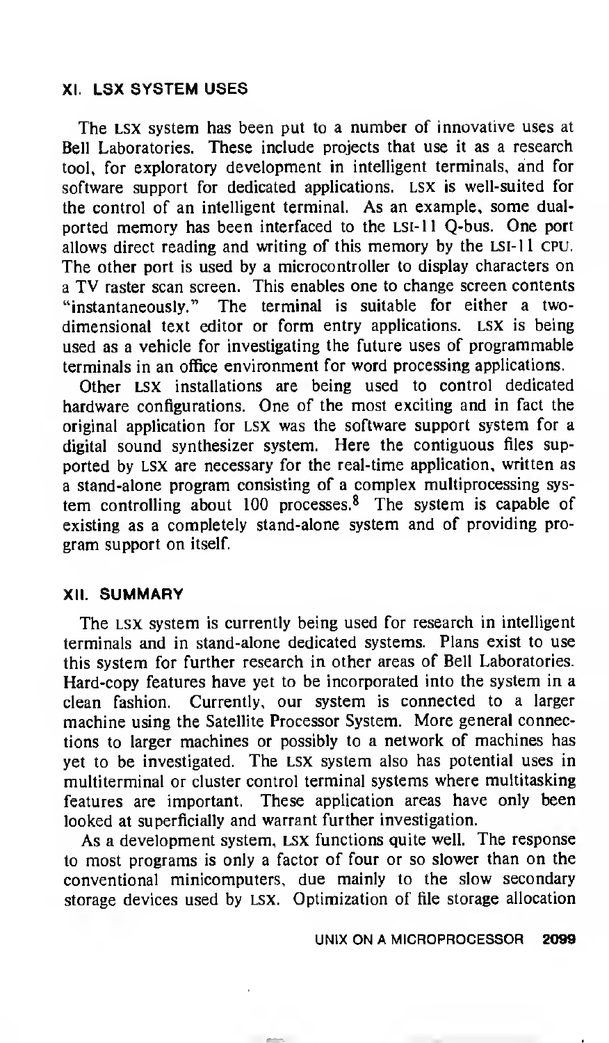## XI. LSX SYSTEM USES

The LSX system has been put to a number of innovative uses at Bell Laboratories. These include projects that use it as a research tool, for exploratory development in intelligent terminals, and for software support for dedicated applications. LSX is well-suited for the control of an intelligent terminal. As an example, some dual-ported memory has been interfaced to the LSI-11 Q-bus. One port allows direct reading and writing of this memory by the LSI-11 CPU. The other port is used by a microcontroller to display characters on a TV raster scan screen. This enables one to change screen contents "instantaneously." The terminal is suitable for either a two-dimensional text editor or form entry applications. LSX is being used as a vehicle for investigating the future uses of programmable terminals in an office environment for word processing applications.

Other LSX installations are being used to control dedicated hardware configurations. One of the most exciting and in fact the original application for LSX was the software support system for a digital sound synthesizer system. Here the contiguous files supported by LSX are necessary for the real-time application, written as a stand-alone program consisting of a complex multiprocessing system controlling about 100 processes.[8] The system is capable of existing as a completely stand-alone system and of providing program support on itself.

## XII. SUMMARY

The LSX system is currently being used for research in intelligent terminals and in stand-alone dedicated systems. Plans exist to use this system for further research in other areas of Bell Laboratories. Hard-copy features have yet to be incorporated into the system in a clean fashion. Currently, our system is connected to a larger machine using the Satellite Processor System. More general connections to larger machines or possibly to a network of machines has yet to be investigated. The LSX system also has potential uses in multiterminal or cluster control terminal systems where multitasking features are important. These application areas have only been looked at superficially and warrant further investigation.

As a development system, LSX functions quite well. The response to most programs is only a factor of four or so slower than on the conventional minicomputers, due mainly to the slow secondary storage devices used by LSX. Optimization of file storage allocation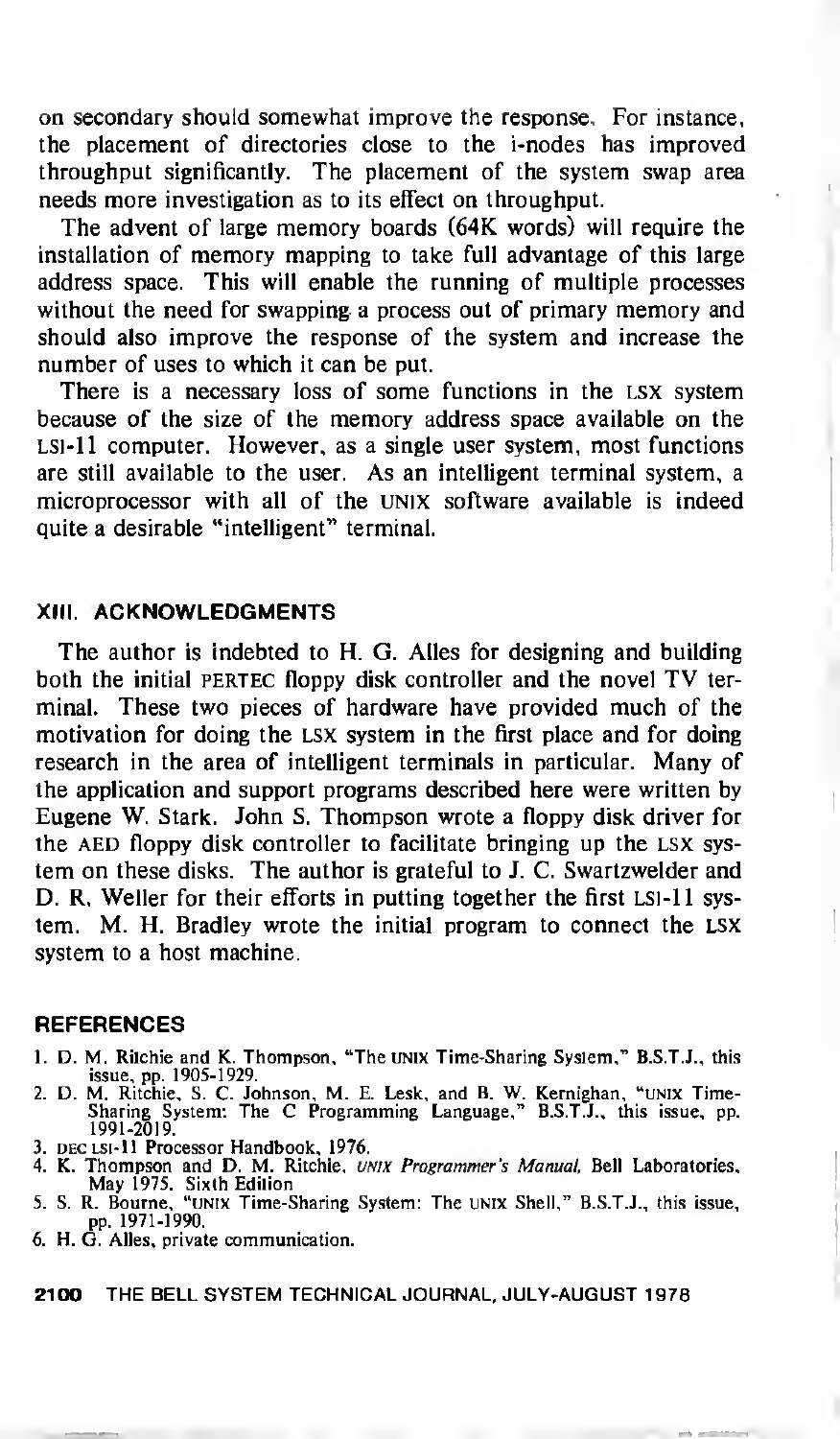on secondary should somewhat improve the response. For instance, the placement of directories close to the i-nodes has improved throughput significantly. The placement of the system swap area needs more investigation as to its effect on throughput.

The advent of large memory boards (64K words) will require the installation of memory mapping to take full advantage of this large address space. This will enable the running of multiple processes without the need for swapping a process out of primary memory and should also improve the response of the system and increase the number of uses to which it can be put.

There is a necessary loss of some functions in the LSX system because of the size of the memory address space available on the LSI-11 computer. However, as a single user system, most functions are still available to the user. As an intelligent terminal system, a microprocessor with all of the UNIX software available is indeed quite a desirable "intelligent" terminal.

## XIII. ACKNOWLEDGMENTS

The author is indebted to H. G. Alles for designing and building both the initial PERTEC floppy disk controller and the novel TV terminal. These two pieces of hardware have provided much of the motivation for doing the LSX system in the first place and for doing research in the area of intelligent terminals in particular. Many of the application and support programs described here were written by Eugene W. Stark. John S. Thompson wrote a floppy disk driver for the AED floppy disk controller to facilitate bringing up the LSX system on these disks. The author is grateful to J. C. Swartzwelder and D. R. Weller for their efforts in putting together the first LSI-11 system. M. H. Bradley wrote the initial program to connect the LSX system to a host machine.

## REFERENCES

1. D. M. Ritchie and K. Thompson, "The UNIX Time-Sharing System," B.S.T.J., this issue, pp. 1905-1929.
2. D. M. Ritchie, S. C. Johnson, M. E. Lesk, and B. W. Kernighan, "UNIX Time-Sharing System: The C Programming Language," B.S.T.J., this issue, pp. 1991-2019.
3. DEC LSI-11 Processor Handbook, 1976.
4. K. Thompson and D. M. Ritchie, *UNIX Programmer's Manual*, Bell Laboratories, May 1975. Sixth Edition
5. S. R. Bourne, "UNIX Time-Sharing System: The UNIX Shell," B.S.T.J., this issue, pp. 1971-1990.
6. H. G. Alles, private communication.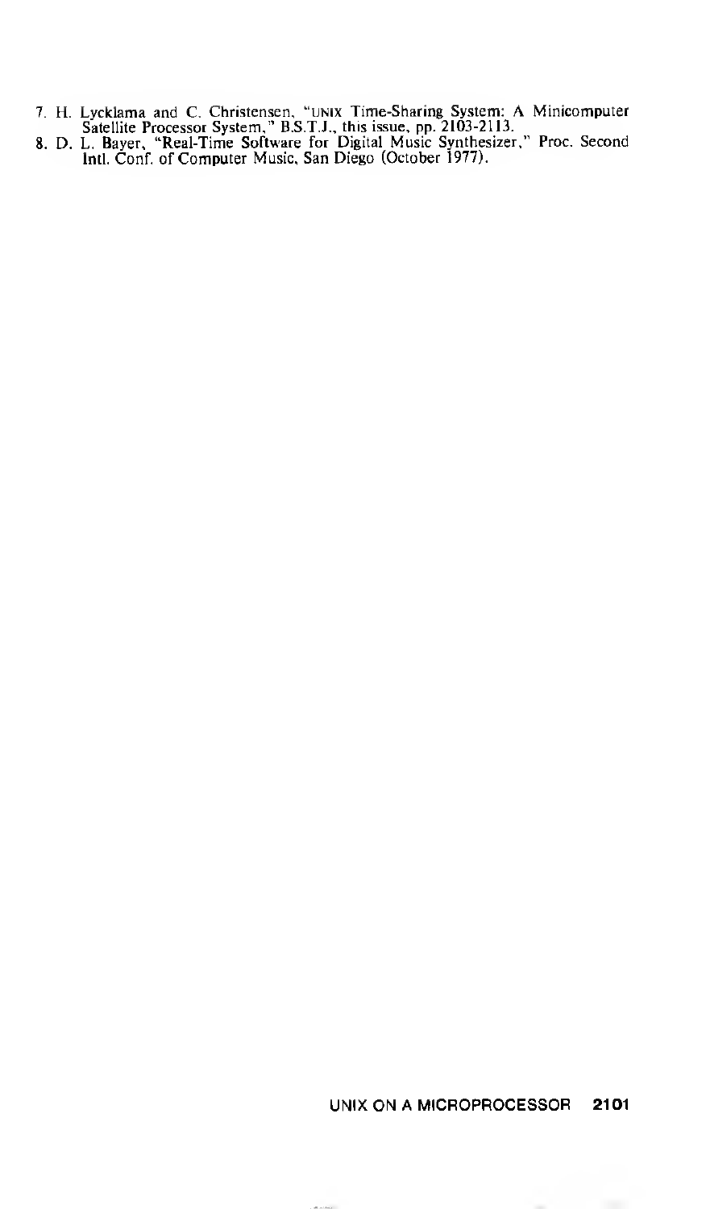7. H. Lycklama and C. Christensen, "UNIX Time-Sharing System: A Minicomputer Satellite Processor System," B.S.T.J., this issue, pp. 2103-2113.
8. D. L. Bayer, "Real-Time Software for Digital Music Synthesizer," Proc. Second Intl. Conf. of Computer Music, San Diego (October 1977).